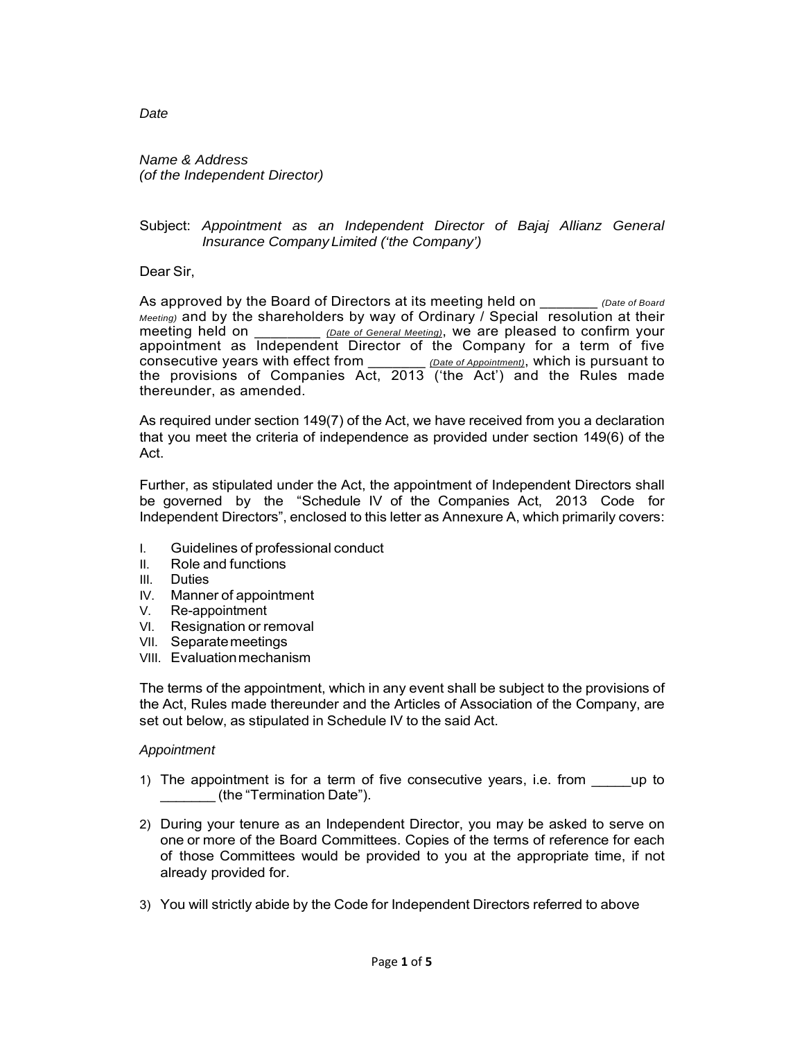*Date*

*Name & Address*
*(of the Independent Director)*

Subject: *Appointment as an Independent Director of Bajaj Allianz General Insurance Company Limited ('the Company')*

Dear Sir,

As approved by the Board of Directors at its meeting held on _______ *(Date of Board Meeting)* and by the shareholders by way of Ordinary / Special resolution at their meeting held on ________ *(Date of General Meeting)*, we are pleased to confirm your appointment as Independent Director of the Company for a term of five consecutive years with effect from _______ *(Date of Appointment)*, which is pursuant to the provisions of Companies Act, 2013 ('the Act') and the Rules made thereunder, as amended.

As required under section 149(7) of the Act, we have received from you a declaration that you meet the criteria of independence as provided under section 149(6) of the Act.

Further, as stipulated under the Act, the appointment of Independent Directors shall be governed by the "Schedule IV of the Companies Act, 2013 Code for Independent Directors", enclosed to this letter as Annexure A, which primarily covers:

I. Guidelines of professional conduct
II. Role and functions
III. Duties
IV. Manner of appointment
V. Re-appointment
VI. Resignation or removal
VII. Separate meetings
VIII. Evaluation mechanism

The terms of the appointment, which in any event shall be subject to the provisions of the Act, Rules made thereunder and the Articles of Association of the Company, are set out below, as stipulated in Schedule IV to the said Act.

*Appointment*

1) The appointment is for a term of five consecutive years, i.e. from _____up to _______ (the "Termination Date").

2) During your tenure as an Independent Director, you may be asked to serve on one or more of the Board Committees. Copies of the terms of reference for each of those Committees would be provided to you at the appropriate time, if not already provided for.

3) You will strictly abide by the Code for Independent Directors referred to above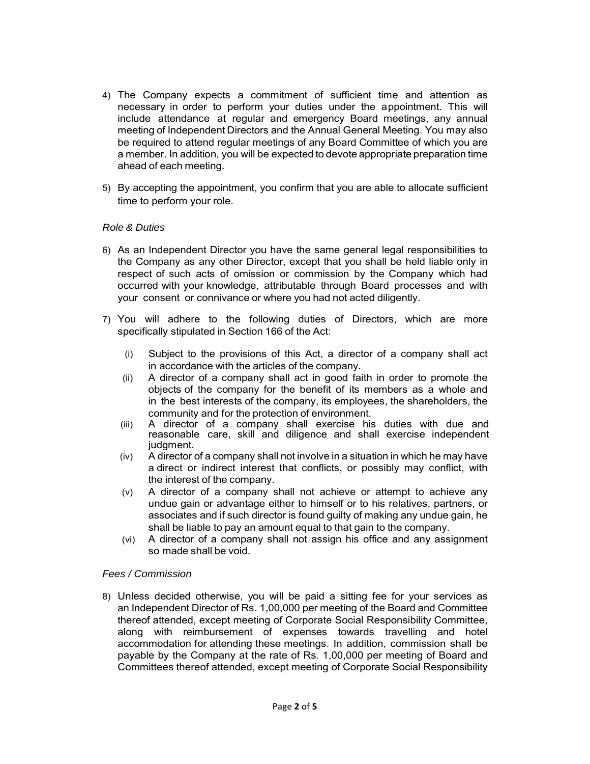4) The Company expects a commitment of sufficient time and attention as necessary in order to perform your duties under the appointment. This will include attendance at regular and emergency Board meetings, any annual meeting of Independent Directors and the Annual General Meeting. You may also be required to attend regular meetings of any Board Committee of which you are a member. In addition, you will be expected to devote appropriate preparation time ahead of each meeting.

5) By accepting the appointment, you confirm that you are able to allocate sufficient time to perform your role.

*Role & Duties*

6) As an Independent Director you have the same general legal responsibilities to the Company as any other Director, except that you shall be held liable only in respect of such acts of omission or commission by the Company which had occurred with your knowledge, attributable through Board processes and with your consent or connivance or where you had not acted diligently.

7) You will adhere to the following duties of Directors, which are more specifically stipulated in Section 166 of the Act:

   (i) Subject to the provisions of this Act, a director of a company shall act in accordance with the articles of the company.

   (ii) A director of a company shall act in good faith in order to promote the objects of the company for the benefit of its members as a whole and in the best interests of the company, its employees, the shareholders, the community and for the protection of environment.

   (iii) A director of a company shall exercise his duties with due and reasonable care, skill and diligence and shall exercise independent judgment.

   (iv) A director of a company shall not involve in a situation in which he may have a direct or indirect interest that conflicts, or possibly may conflict, with the interest of the company.

   (v) A director of a company shall not achieve or attempt to achieve any undue gain or advantage either to himself or to his relatives, partners, or associates and if such director is found guilty of making any undue gain, he shall be liable to pay an amount equal to that gain to the company.

   (vi) A director of a company shall not assign his office and any assignment so made shall be void.

*Fees / Commission*

8) Unless decided otherwise, you will be paid a sitting fee for your services as an Independent Director of Rs. 1,00,000 per meeting of the Board and Committee thereof attended, except meeting of Corporate Social Responsibility Committee, along with reimbursement of expenses towards travelling and hotel accommodation for attending these meetings. In addition, commission shall be payable by the Company at the rate of Rs. 1,00,000 per meeting of Board and Committees thereof attended, except meeting of Corporate Social Responsibility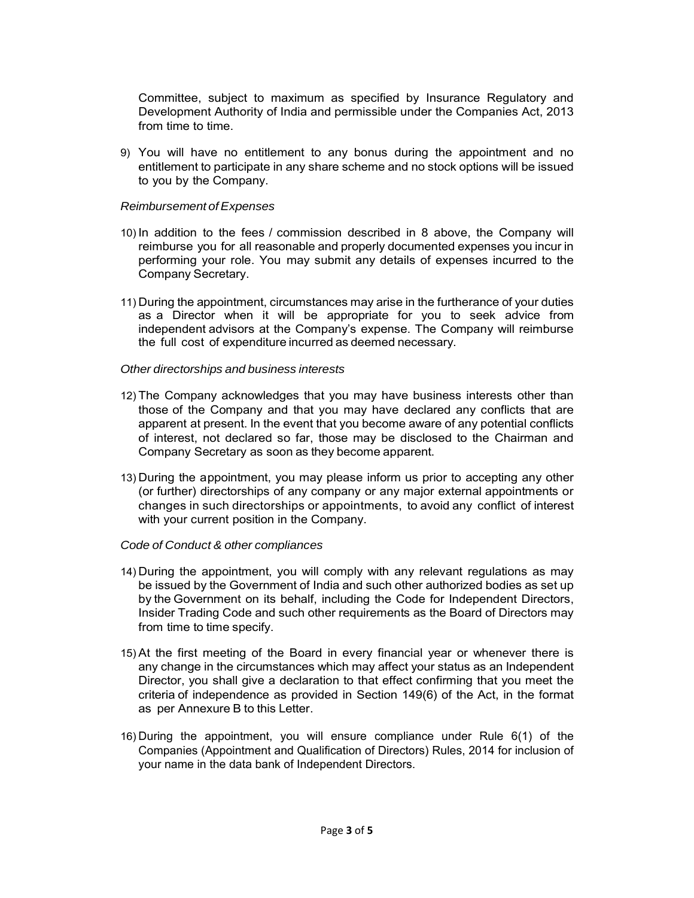Committee, subject to maximum as specified by Insurance Regulatory and Development Authority of India and permissible under the Companies Act, 2013 from time to time.

9) You will have no entitlement to any bonus during the appointment and no entitlement to participate in any share scheme and no stock options will be issued to you by the Company.

*Reimbursement of Expenses*

10) In addition to the fees / commission described in 8 above, the Company will reimburse you for all reasonable and properly documented expenses you incur in performing your role. You may submit any details of expenses incurred to the Company Secretary.

11) During the appointment, circumstances may arise in the furtherance of your duties as a Director when it will be appropriate for you to seek advice from independent advisors at the Company's expense. The Company will reimburse the full cost of expenditure incurred as deemed necessary.

*Other directorships and business interests*

12) The Company acknowledges that you may have business interests other than those of the Company and that you may have declared any conflicts that are apparent at present. In the event that you become aware of any potential conflicts of interest, not declared so far, those may be disclosed to the Chairman and Company Secretary as soon as they become apparent.

13) During the appointment, you may please inform us prior to accepting any other (or further) directorships of any company or any major external appointments or changes in such directorships or appointments, to avoid any conflict of interest with your current position in the Company.

*Code of Conduct & other compliances*

14) During the appointment, you will comply with any relevant regulations as may be issued by the Government of India and such other authorized bodies as set up by the Government on its behalf, including the Code for Independent Directors, Insider Trading Code and such other requirements as the Board of Directors may from time to time specify.

15) At the first meeting of the Board in every financial year or whenever there is any change in the circumstances which may affect your status as an Independent Director, you shall give a declaration to that effect confirming that you meet the criteria of independence as provided in Section 149(6) of the Act, in the format as per Annexure B to this Letter.

16) During the appointment, you will ensure compliance under Rule 6(1) of the Companies (Appointment and Qualification of Directors) Rules, 2014 for inclusion of your name in the data bank of Independent Directors.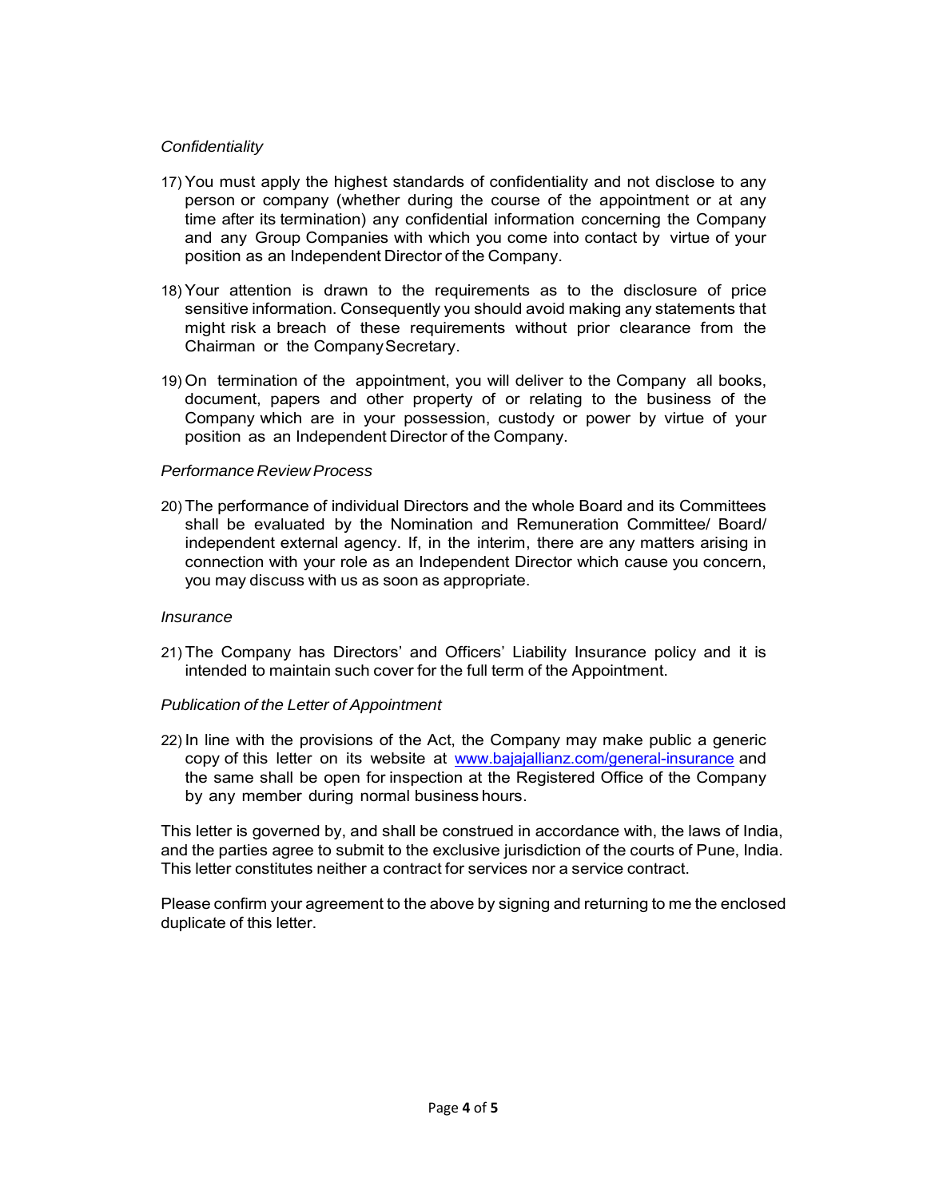*Confidentiality*

17) You must apply the highest standards of confidentiality and not disclose to any person or company (whether during the course of the appointment or at any time after its termination) any confidential information concerning the Company and any Group Companies with which you come into contact by virtue of your position as an Independent Director of the Company.

18) Your attention is drawn to the requirements as to the disclosure of price sensitive information. Consequently you should avoid making any statements that might risk a breach of these requirements without prior clearance from the Chairman or the Company Secretary.

19) On termination of the appointment, you will deliver to the Company all books, document, papers and other property of or relating to the business of the Company which are in your possession, custody or power by virtue of your position as an Independent Director of the Company.

*Performance Review Process*

20) The performance of individual Directors and the whole Board and its Committees shall be evaluated by the Nomination and Remuneration Committee/ Board/ independent external agency. If, in the interim, there are any matters arising in connection with your role as an Independent Director which cause you concern, you may discuss with us as soon as appropriate.

*Insurance*

21) The Company has Directors' and Officers' Liability Insurance policy and it is intended to maintain such cover for the full term of the Appointment.

*Publication of the Letter of Appointment*

22) In line with the provisions of the Act, the Company may make public a generic copy of this letter on its website at www.bajajallianz.com/general-insurance and the same shall be open for inspection at the Registered Office of the Company by any member during normal business hours.

This letter is governed by, and shall be construed in accordance with, the laws of India, and the parties agree to submit to the exclusive jurisdiction of the courts of Pune, India. This letter constitutes neither a contract for services nor a service contract.

Please confirm your agreement to the above by signing and returning to me the enclosed duplicate of this letter.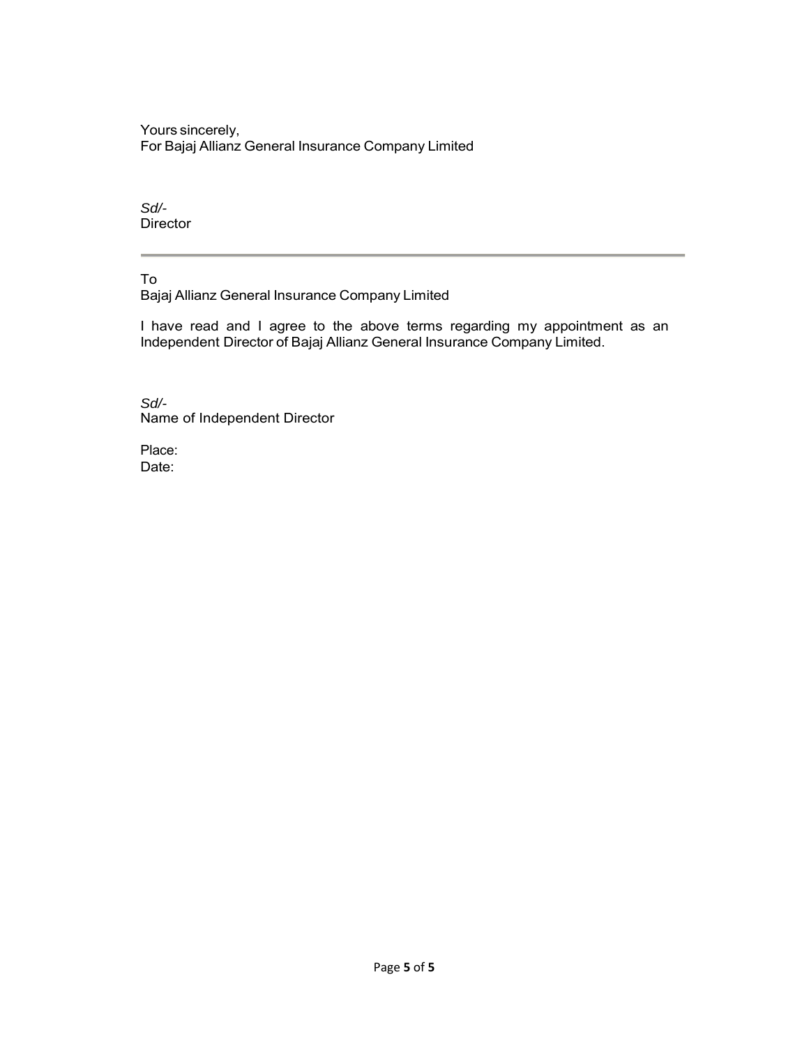Yours sincerely,
For Bajaj Allianz General Insurance Company Limited

*Sd/-*
Director

---

To
Bajaj Allianz General Insurance Company Limited

I have read and I agree to the above terms regarding my appointment as an Independent Director of Bajaj Allianz General Insurance Company Limited.

*Sd/-*
Name of Independent Director

Place:
Date: